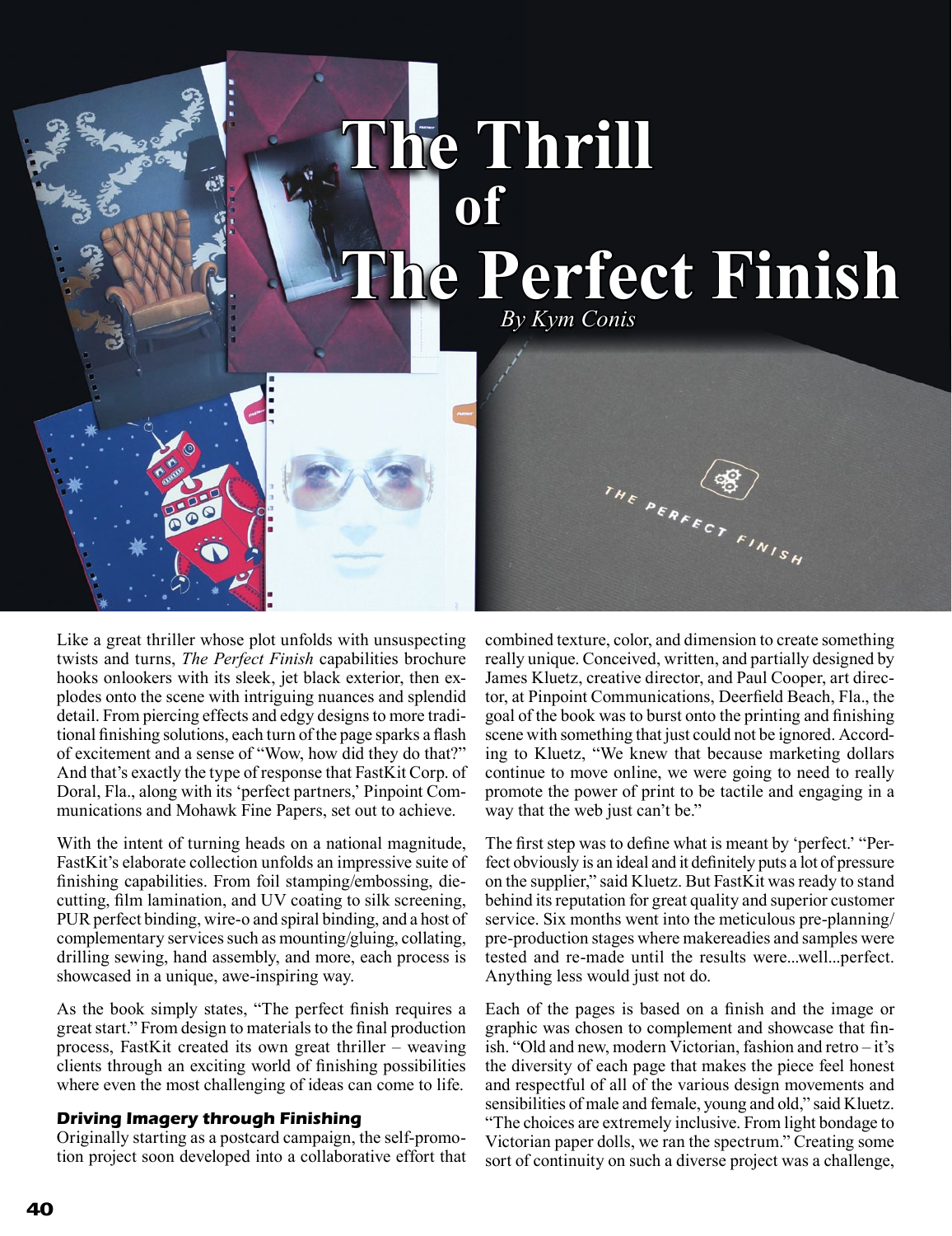# The Thrill of The Perfect Finish

*By Kym Conis*

Like a great thriller whose plot unfolds with unsuspecting twists and turns, *The Perfect Finish* capabilities brochure hooks onlookers with its sleek, jet black exterior, then explodes onto the scene with intriguing nuances and splendid detail. From piercing effects and edgy designs to more traditional finishing solutions, each turn of the page sparks a flash of excitement and a sense of "Wow, how did they do that?" And that's exactly the type of response that FastKit Corp. of Doral, Fla., along with its 'perfect partners,' Pinpoint Communications and Mohawk Fine Papers, set out to achieve.

With the intent of turning heads on a national magnitude, FastKit's elaborate collection unfolds an impressive suite of finishing capabilities. From foil stamping/embossing, die-cutting, film lamination, and UV coating to silk screening, PUR perfect binding, wire-o and spiral binding, and a host of complementary services such as mounting/gluing, collating, drilling sewing, hand assembly, and more, each process is showcased in a unique, awe-inspiring way.

As the book simply states, "The perfect finish requires a great start." From design to materials to the final production process, FastKit created its own great thriller – weaving clients through an exciting world of finishing possibilities where even the most challenging of ideas can come to life.

### Driving Imagery through Finishing

Originally starting as a postcard campaign, the self-promotion project soon developed into a collaborative effort that combined texture, color, and dimension to create something really unique. Conceived, written, and partially designed by James Kluetz, creative director, and Paul Cooper, art director, at Pinpoint Communications, Deerfield Beach, Fla., the goal of the book was to burst onto the printing and finishing scene with something that just could not be ignored. According to Kluetz, "We knew that because marketing dollars continue to move online, we were going to need to really promote the power of print to be tactile and engaging in a way that the web just can't be."

The first step was to define what is meant by 'perfect.' "Perfect obviously is an ideal and it definitely puts a lot of pressure on the supplier," said Kluetz. But FastKit was ready to stand behind its reputation for great quality and superior customer service. Six months went into the meticulous pre-planning/pre-production stages where makereadies and samples were tested and re-made until the results were...well...perfect. Anything less would just not do.

Each of the pages is based on a finish and the image or graphic was chosen to complement and showcase that finish. "Old and new, modern Victorian, fashion and retro – it's the diversity of each page that makes the piece feel honest and respectful of all of the various design movements and sensibilities of male and female, young and old," said Kluetz. "The choices are extremely inclusive. From light bondage to Victorian paper dolls, we ran the spectrum." Creating some sort of continuity on such a diverse project was a challenge,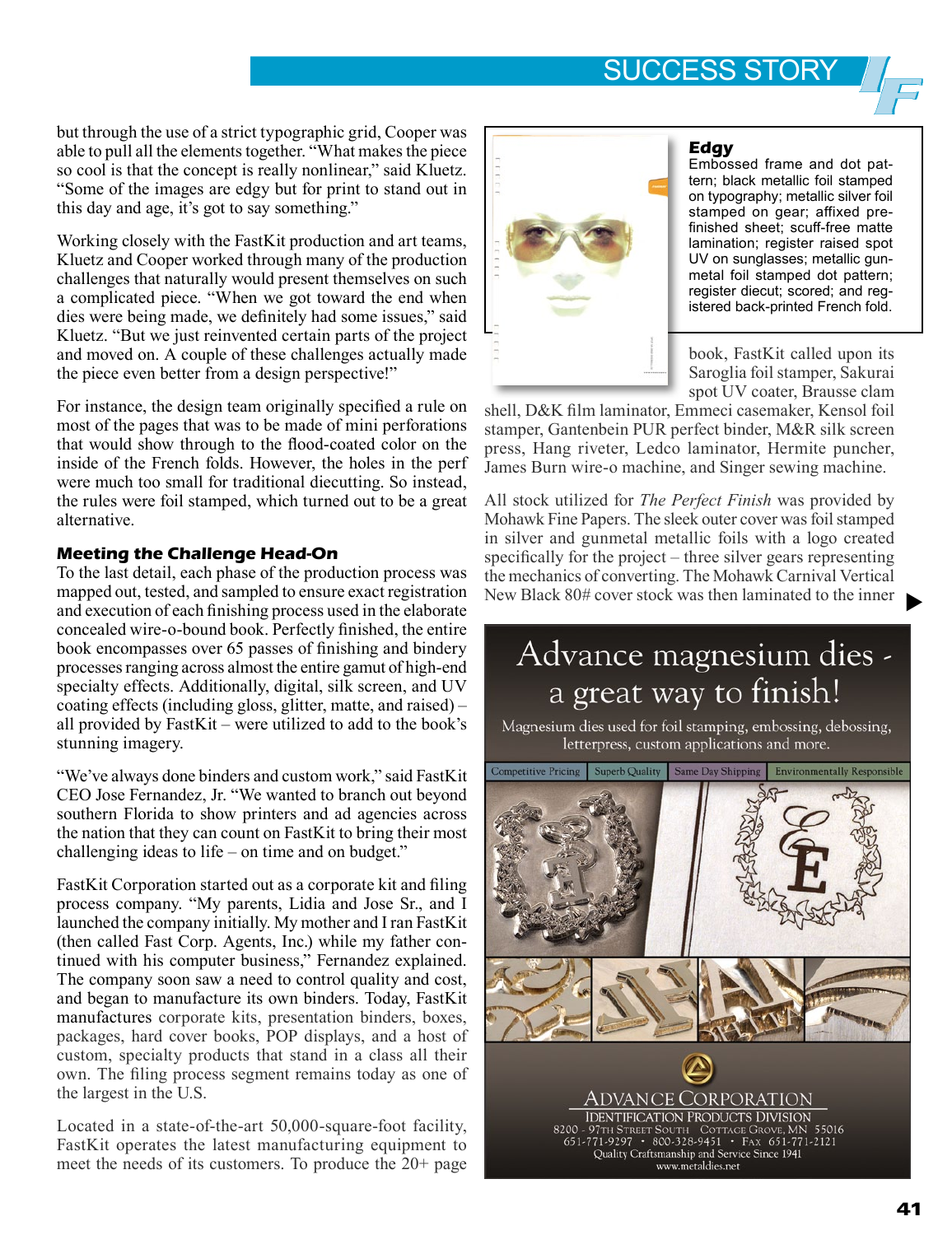but through the use of a strict typographic grid, Cooper was able to pull all the elements together. "What makes the piece so cool is that the concept is really nonlinear," said Kluetz. "Some of the images are edgy but for print to stand out in this day and age, it's got to say something."

Working closely with the FastKit production and art teams, Kluetz and Cooper worked through many of the production challenges that naturally would present themselves on such a complicated piece. "When we got toward the end when dies were being made, we definitely had some issues," said Kluetz. "But we just reinvented certain parts of the project and moved on. A couple of these challenges actually made the piece even better from a design perspective!"

For instance, the design team originally specified a rule on most of the pages that was to be made of mini perforations that would show through to the flood-coated color on the inside of the French folds. However, the holes in the perf were much too small for traditional diecutting. So instead, the rules were foil stamped, which turned out to be a great alternative.

### Meeting the Challenge Head-On

To the last detail, each phase of the production process was mapped out, tested, and sampled to ensure exact registration and execution of each finishing process used in the elaborate concealed wire-o-bound book. Perfectly finished, the entire book encompasses over 65 passes of finishing and bindery processes ranging across almost the entire gamut of high-end specialty effects. Additionally, digital, silk screen, and UV coating effects (including gloss, glitter, matte, and raised) – all provided by FastKit – were utilized to add to the book's stunning imagery.

"We've always done binders and custom work," said FastKit CEO Jose Fernandez, Jr. "We wanted to branch out beyond southern Florida to show printers and ad agencies across the nation that they can count on FastKit to bring their most challenging ideas to life – on time and on budget."

FastKit Corporation started out as a corporate kit and filing process company. "My parents, Lidia and Jose Sr., and I launched the company initially. My mother and I ran FastKit (then called Fast Corp. Agents, Inc.) while my father continued with his computer business," Fernandez explained. The company soon saw a need to control quality and cost, and began to manufacture its own binders. Today, FastKit manufactures corporate kits, presentation binders, boxes, packages, hard cover books, POP displays, and a host of custom, specialty products that stand in a class all their own. The filing process segment remains today as one of the largest in the U.S.

Located in a state-of-the-art 50,000-square-foot facility, FastKit operates the latest manufacturing equipment to meet the needs of its customers. To produce the 20+ page book, FastKit called upon its Saroglia foil stamper, Sakurai spot UV coater, Brausse clam shell, D&K film laminator, Emmeci casemaker, Kensol foil stamper, Gantenbein PUR perfect binder, M&R silk screen press, Hang riveter, Ledco laminator, Hermite puncher, James Burn wire-o machine, and Singer sewing machine.

**Edgy**
Embossed frame and dot pattern; black metallic foil stamped on typography; metallic silver foil stamped on gear; affixed pre-finished sheet; scuff-free matte lamination; register raised spot UV on sunglasses; metallic gunmetal foil stamped dot pattern; register diecut; scored; and registered back-printed French fold.

All stock utilized for *The Perfect Finish* was provided by Mohawk Fine Papers. The sleek outer cover was foil stamped in silver and gunmetal metallic foils with a logo created specifically for the project – three silver gears representing the mechanics of converting. The Mohawk Carnival Vertical New Black 80# cover stock was then laminated to the inner ▶

Advance magnesium dies - a great way to finish!

Magnesium dies used for foil stamping, embossing, debossing, letterpress, custom applications and more.

Competitive Pricing | Superb Quality | Same Day Shipping | Environmentally Responsible

ADVANCE CORPORATION
IDENTIFICATION PRODUCTS DIVISION
8200 - 97TH STREET SOUTH COTTAGE GROVE, MN 55016
651-771-9297 • 800-328-9451 • FAX 651-771-2121
Quality Craftsmanship and Service Since 1941
www.metaldies.net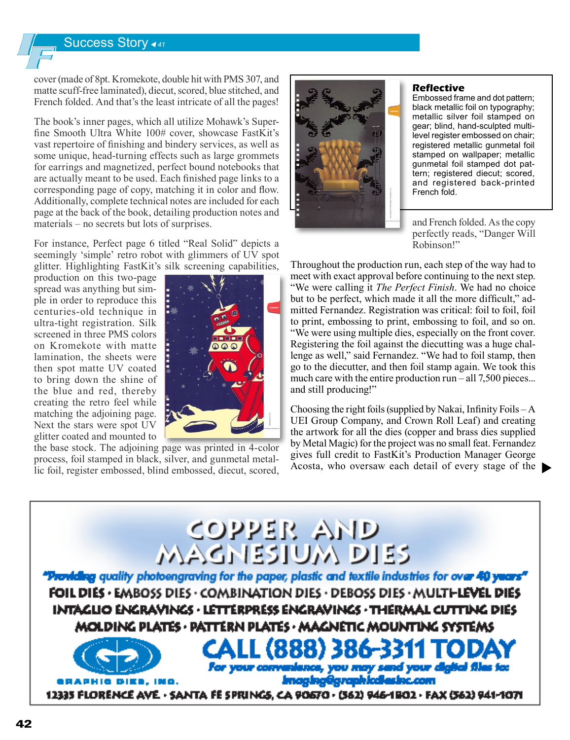cover (made of 8pt. Kromekote, double hit with PMS 307, and matte scuff-free laminated), diecut, scored, blue stitched, and French folded. And that's the least intricate of all the pages!

The book's inner pages, which all utilize Mohawk's Superfine Smooth Ultra White 100# cover, showcase FastKit's vast repertoire of finishing and bindery services, as well as some unique, head-turning effects such as large grommets for earrings and magnetized, perfect bound notebooks that are actually meant to be used. Each finished page links to a corresponding page of copy, matching it in color and flow. Additionally, complete technical notes are included for each page at the back of the book, detailing production notes and materials – no secrets but lots of surprises.

For instance, Perfect page 6 titled "Real Solid" depicts a seemingly 'simple' retro robot with glimmers of UV spot glitter. Highlighting FastKit's silk screening capabilities, production on this two-page spread was anything but simple in order to reproduce this centuries-old technique in ultra-tight registration. Silk screened in three PMS colors on Kromekote with matte lamination, the sheets were then spot matte UV coated to bring down the shine of the blue and red, thereby creating the retro feel while matching the adjoining page. Next the stars were spot UV glitter coated and mounted to the base stock. The adjoining page was printed in 4-color process, foil stamped in black, silver, and gunmetal metallic foil, register embossed, blind embossed, diecut, scored, and French folded. As the copy perfectly reads, "Danger Will Robinson!"

**Reflective**
Embossed frame and dot pattern; black metallic foil on typography; metallic silver foil stamped on gear; blind, hand-sculpted multi-level register embossed on chair; registered metallic gunmetal foil stamped on wallpaper; metallic gunmetal foil stamped dot pattern; registered diecut; scored, and registered back-printed French fold.

Throughout the production run, each step of the way had to meet with exact approval before continuing to the next step. "We were calling it *The Perfect Finish*. We had no choice but to be perfect, which made it all the more difficult," admitted Fernandez. Registration was critical: foil to foil, foil to print, embossing to print, embossing to foil, and so on. "We were using multiple dies, especially on the front cover. Registering the foil against the diecutting was a huge challenge as well," said Fernandez. "We had to foil stamp, then go to the diecutter, and then foil stamp again. We took this much care with the entire production run – all 7,500 pieces... and still producing!"

Choosing the right foils (supplied by Nakai, Infinity Foils – A UEI Group Company, and Crown Roll Leaf) and creating the artwork for all the dies (copper and brass dies supplied by Metal Magic) for the project was no small feat. Fernandez gives full credit to FastKit's Production Manager George Acosta, who oversaw each detail of every stage of the ▶

**COPPER AND MAGNESIUM DIES**

*"Providing quality photoengraving for the paper, plastic and textile industries for over 40 years"*

FOIL DIES · EMBOSS DIES · COMBINATION DIES · DEBOSS DIES · MULTI-LEVEL DIES
INTAGLIO ENGRAVINGS · LETTERPRESS ENGRAVINGS · THERMAL CUTTING DIES
MOLDING PLATES · PATTERN PLATES · MAGNETIC MOUNTING SYSTEMS

GRAPHIC DIES, INC.

**CALL (888) 386-3311 TODAY**
*For your convenience, you may send your digital files to:*
Imaging@graphicdiesinc.com

12335 FLORENCE AVE. · SANTA FE SPRINGS, CA 90670 · (562) 946-1802 · FAX (562) 941-1071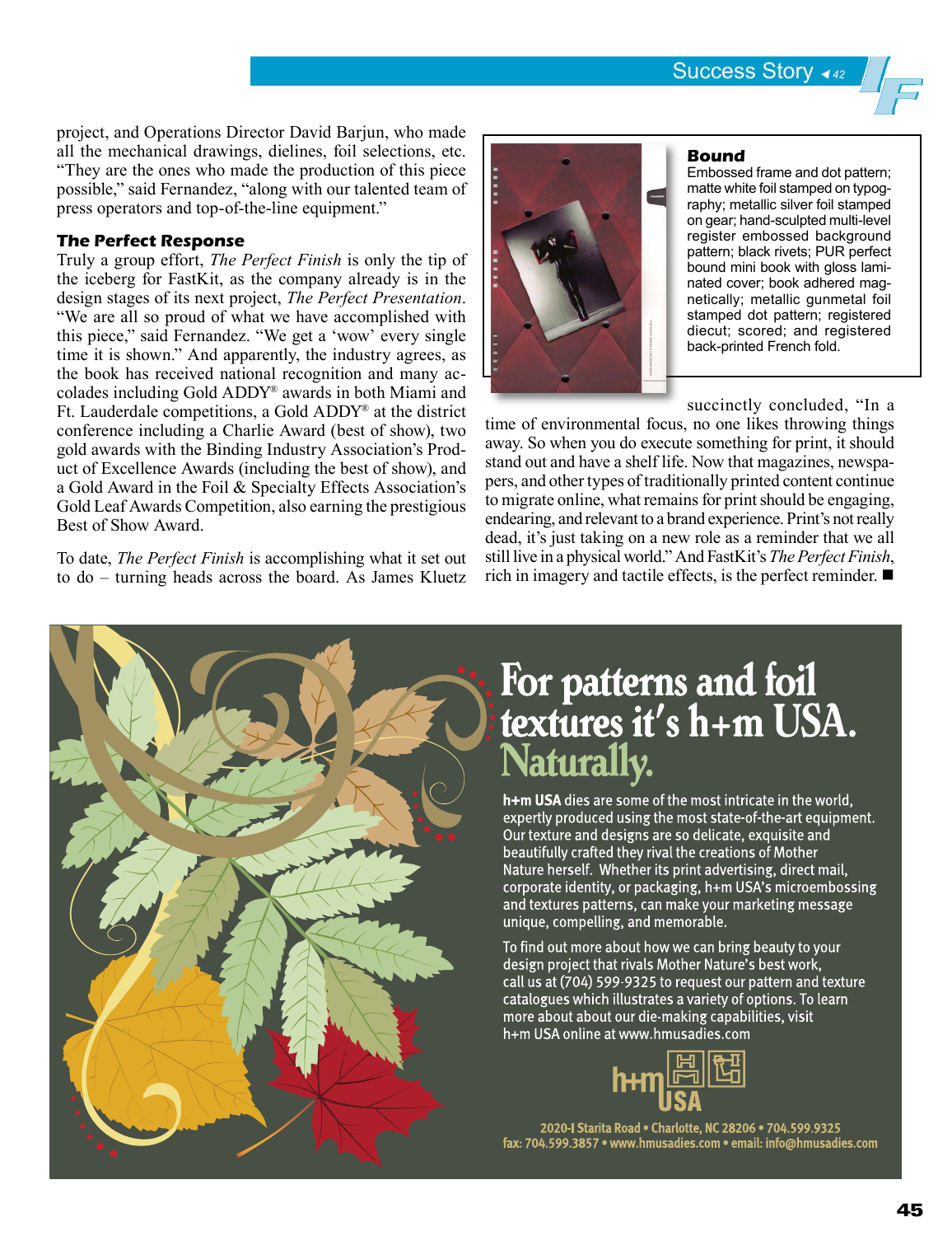project, and Operations Director David Barjun, who made all the mechanical drawings, dielines, foil selections, etc. "They are the ones who made the production of this piece possible," said Fernandez, "along with our talented team of press operators and top-of-the-line equipment."

### The Perfect Response

Truly a group effort, *The Perfect Finish* is only the tip of the iceberg for FastKit, as the company already is in the design stages of its next project, *The Perfect Presentation*. "We are all so proud of what we have accomplished with this piece," said Fernandez. "We get a 'wow' every single time it is shown." And apparently, the industry agrees, as the book has received national recognition and many accolades including Gold ADDY® awards in both Miami and Ft. Lauderdale competitions, a Gold ADDY® at the district conference including a Charlie Award (best of show), two gold awards with the Binding Industry Association's Product of Excellence Awards (including the best of show), and a Gold Award in the Foil & Specialty Effects Association's Gold Leaf Awards Competition, also earning the prestigious Best of Show Award.

To date, *The Perfect Finish* is accomplishing what it set out to do – turning heads across the board. As James Kluetz succinctly concluded, "In a time of environmental focus, no one likes throwing things away. So when you do execute something for print, it should stand out and have a shelf life. Now that magazines, newspapers, and other types of traditionally printed content continue to migrate online, what remains for print should be engaging, endearing, and relevant to a brand experience. Print's not really dead, it's just taking on a new role as a reminder that we all still live in a physical world." And FastKit's *The Perfect Finish*, rich in imagery and tactile effects, is the perfect reminder. ■

**Bound**
Embossed frame and dot pattern; matte white foil stamped on typography; metallic silver foil stamped on gear; hand-sculpted multi-level register embossed background pattern; black rivets; PUR perfect bound mini book with gloss laminated cover; book adhered magnetically; metallic gunmetal foil stamped dot pattern; registered diecut; scored; and registered back-printed French fold.

## For patterns and foil textures it's h+m USA. Naturally.

**h+m USA** dies are some of the most intricate in the world, expertly produced using the most state-of-the-art equipment. Our texture and designs are so delicate, exquisite and beautifully crafted they rival the creations of Mother Nature herself. Whether its print advertising, direct mail, corporate identity, or packaging, h+m USA's microembossing and textures patterns, can make your marketing message unique, compelling, and memorable.

To find out more about how we can bring beauty to your design project that rivals Mother Nature's best work, call us at (704) 599-9325 to request our pattern and texture catalogues which illustrates a variety of options. To learn more about about our die-making capabilities, visit h+m USA online at www.hmusadies.com

h+m USA

2020-I Starita Road • Charlotte, NC 28206 • 704.599.9325
fax: 704.599.3857 • www.hmusadies.com • email: info@hmusadies.com